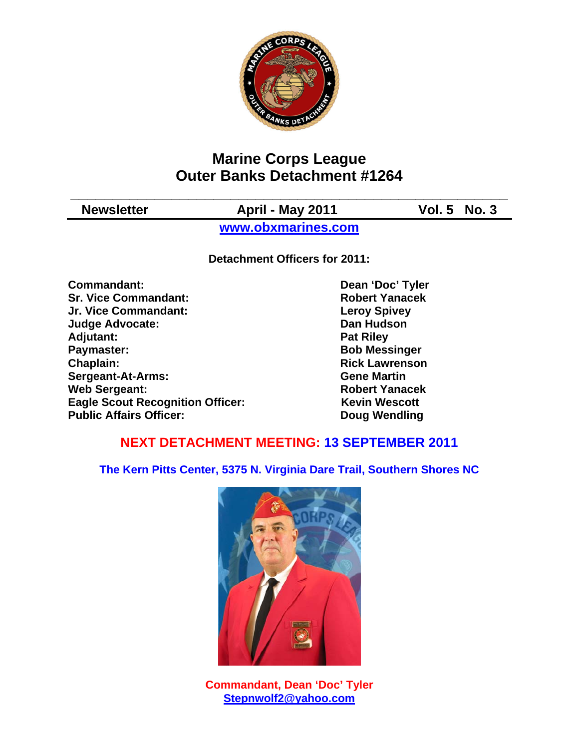# Marine Corps League
# Outer Banks Detachment #1264

| Newsletter | April - May 2011 | Vol. 5 No. 3 |
|---|---|---|

**www.obxmarines.com**

**Detachment Officers for 2011:**

| | |
|---|---|
| **Commandant:** | **Dean 'Doc' Tyler** |
| **Sr. Vice Commandant:** | **Robert Yanacek** |
| **Jr. Vice Commandant:** | **Leroy Spivey** |
| **Judge Advocate:** | **Dan Hudson** |
| **Adjutant:** | **Pat Riley** |
| **Paymaster:** | **Bob Messinger** |
| **Chaplain:** | **Rick Lawrenson** |
| **Sergeant-At-Arms:** | **Gene Martin** |
| **Web Sergeant:** | **Robert Yanacek** |
| **Eagle Scout Recognition Officer:** | **Kevin Wescott** |
| **Public Affairs Officer:** | **Doug Wendling** |

## NEXT DETACHMENT MEETING: 13 SEPTEMBER 2011

**The Kern Pitts Center, 5375 N. Virginia Dare Trail, Southern Shores NC**

**Commandant, Dean 'Doc' Tyler**
**Stepnwolf2@yahoo.com**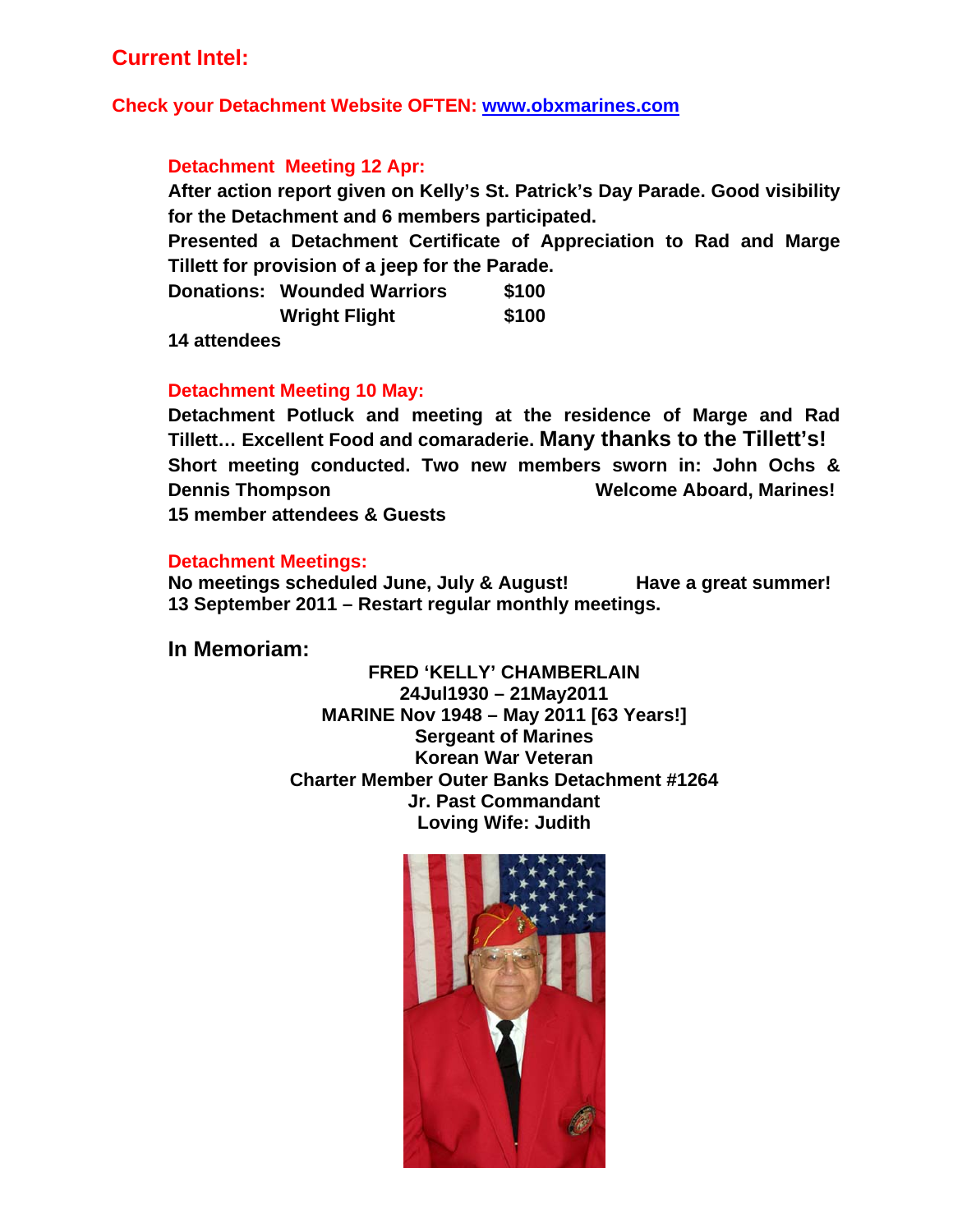## Current Intel:

**Check your Detachment Website OFTEN: [www.obxmarines.com](http://www.obxmarines.com)**

### Detachment Meeting 12 Apr:

**After action report given on Kelly's St. Patrick's Day Parade. Good visibility for the Detachment and 6 members participated.**

**Presented a Detachment Certificate of Appreciation to Rad and Marge Tillett for provision of a jeep for the Parade.**

**Donations: Wounded Warriors $100**
**Wright Flight $100**

**14 attendees**

### Detachment Meeting 10 May:

**Detachment Potluck and meeting at the residence of Marge and Rad Tillett… Excellent Food and comaraderie. Many thanks to the Tillett's!**

**Short meeting conducted. Two new members sworn in: John Ochs & Dennis Thompson Welcome Aboard, Marines!**

**15 member attendees & Guests**

### Detachment Meetings:

**No meetings scheduled June, July & August! Have a great summer!**
**13 September 2011 – Restart regular monthly meetings.**

## In Memoriam:

**FRED 'KELLY' CHAMBERLAIN**
**24Jul1930 – 21May2011**
**MARINE Nov 1948 – May 2011 [63 Years!]**
**Sergeant of Marines**
**Korean War Veteran**
**Charter Member Outer Banks Detachment #1264**
**Jr. Past Commandant**
**Loving Wife: Judith**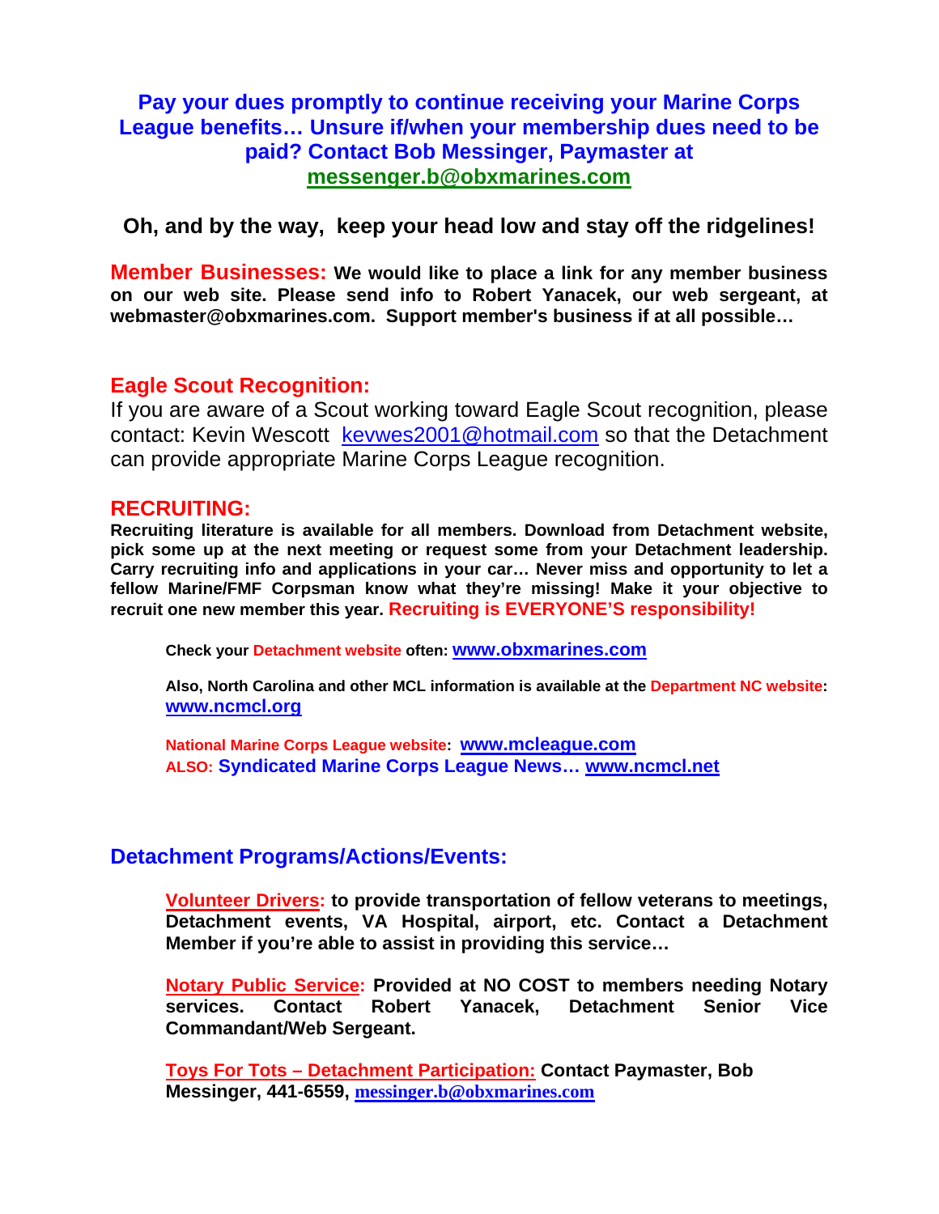**Pay your dues promptly to continue receiving your Marine Corps League benefits… Unsure if/when your membership dues need to be paid? Contact Bob Messinger, Paymaster at messenger.b@obxmarines.com**

**Oh, and by the way, keep your head low and stay off the ridgelines!**

**Member Businesses: We would like to place a link for any member business on our web site. Please send info to Robert Yanacek, our web sergeant, at webmaster@obxmarines.com. Support member's business if at all possible…**

## Eagle Scout Recognition:

If you are aware of a Scout working toward Eagle Scout recognition, please contact: Kevin Wescott kevwes2001@hotmail.com so that the Detachment can provide appropriate Marine Corps League recognition.

## RECRUITING:

**Recruiting literature is available for all members. Download from Detachment website, pick some up at the next meeting or request some from your Detachment leadership. Carry recruiting info and applications in your car… Never miss and opportunity to let a fellow Marine/FMF Corpsman know what they're missing! Make it your objective to recruit one new member this year. Recruiting is EVERYONE'S responsibility!**

**Check your Detachment website often: www.obxmarines.com**

**Also, North Carolina and other MCL information is available at the Department NC website: www.ncmcl.org**

**National Marine Corps League website: www.mcleague.com**
**ALSO: Syndicated Marine Corps League News… www.ncmcl.net**

## Detachment Programs/Actions/Events:

**Volunteer Drivers: to provide transportation of fellow veterans to meetings, Detachment events, VA Hospital, airport, etc. Contact a Detachment Member if you're able to assist in providing this service…**

**Notary Public Service: Provided at NO COST to members needing Notary services. Contact Robert Yanacek, Detachment Senior Vice Commandant/Web Sergeant.**

**Toys For Tots – Detachment Participation: Contact Paymaster, Bob Messinger, 441-6559, messinger.b@obxmarines.com**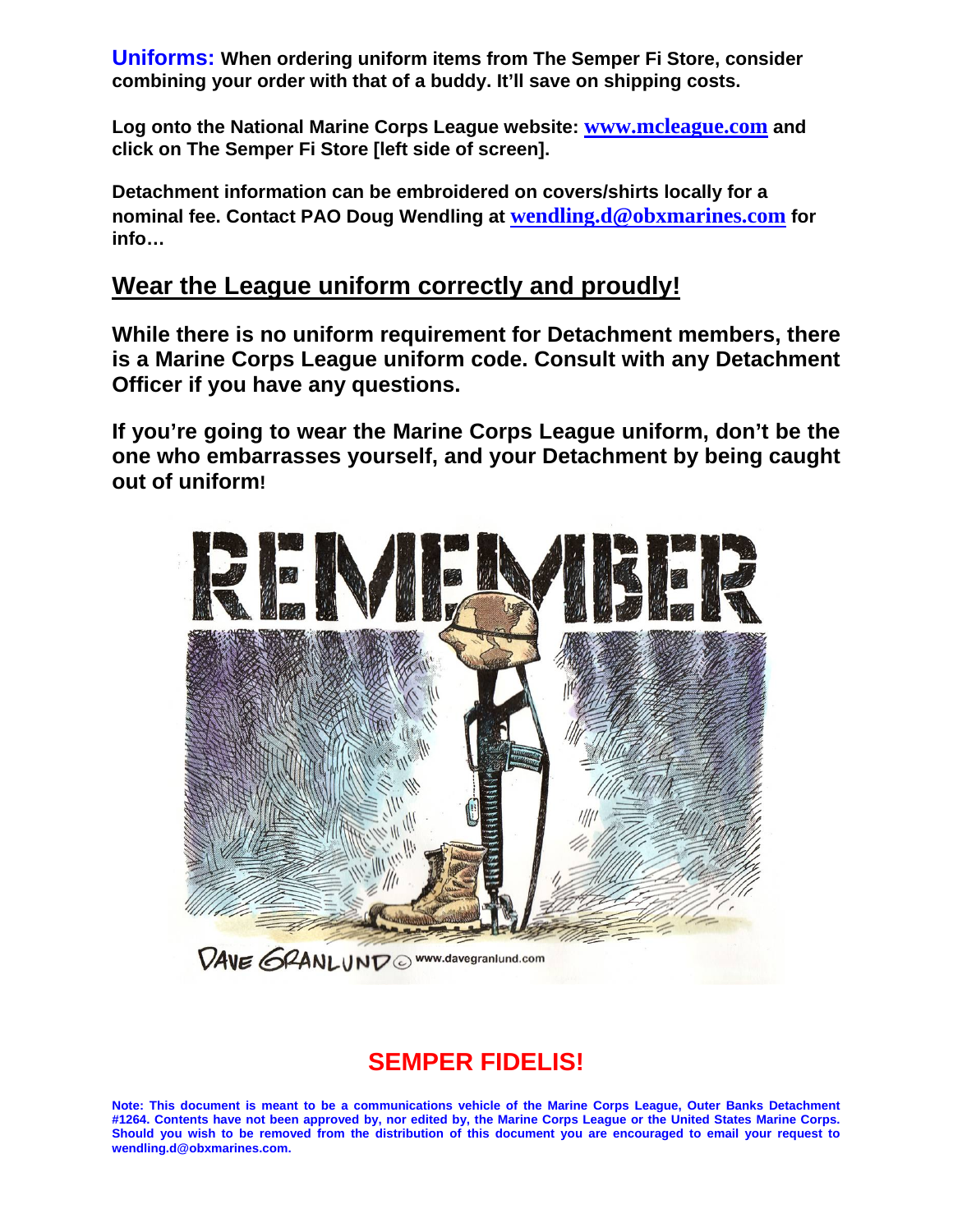**Uniforms:** When ordering uniform items from The Semper Fi Store, consider combining your order with that of a buddy. It'll save on shipping costs.

Log onto the National Marine Corps League website: www.mcleague.com and click on The Semper Fi Store [left side of screen].

Detachment information can be embroidered on covers/shirts locally for a nominal fee. Contact PAO Doug Wendling at wendling.d@obxmarines.com for info…

## Wear the League uniform correctly and proudly!

**While there is no uniform requirement for Detachment members, there is a Marine Corps League uniform code. Consult with any Detachment Officer if you have any questions.**

**If you're going to wear the Marine Corps League uniform, don't be the one who embarrasses yourself, and your Detachment by being caught out of uniform!**

## SEMPER FIDELIS!

Note: This document is meant to be a communications vehicle of the Marine Corps League, Outer Banks Detachment #1264. Contents have not been approved by, nor edited by, the Marine Corps League or the United States Marine Corps. Should you wish to be removed from the distribution of this document you are encouraged to email your request to wendling.d@obxmarines.com.